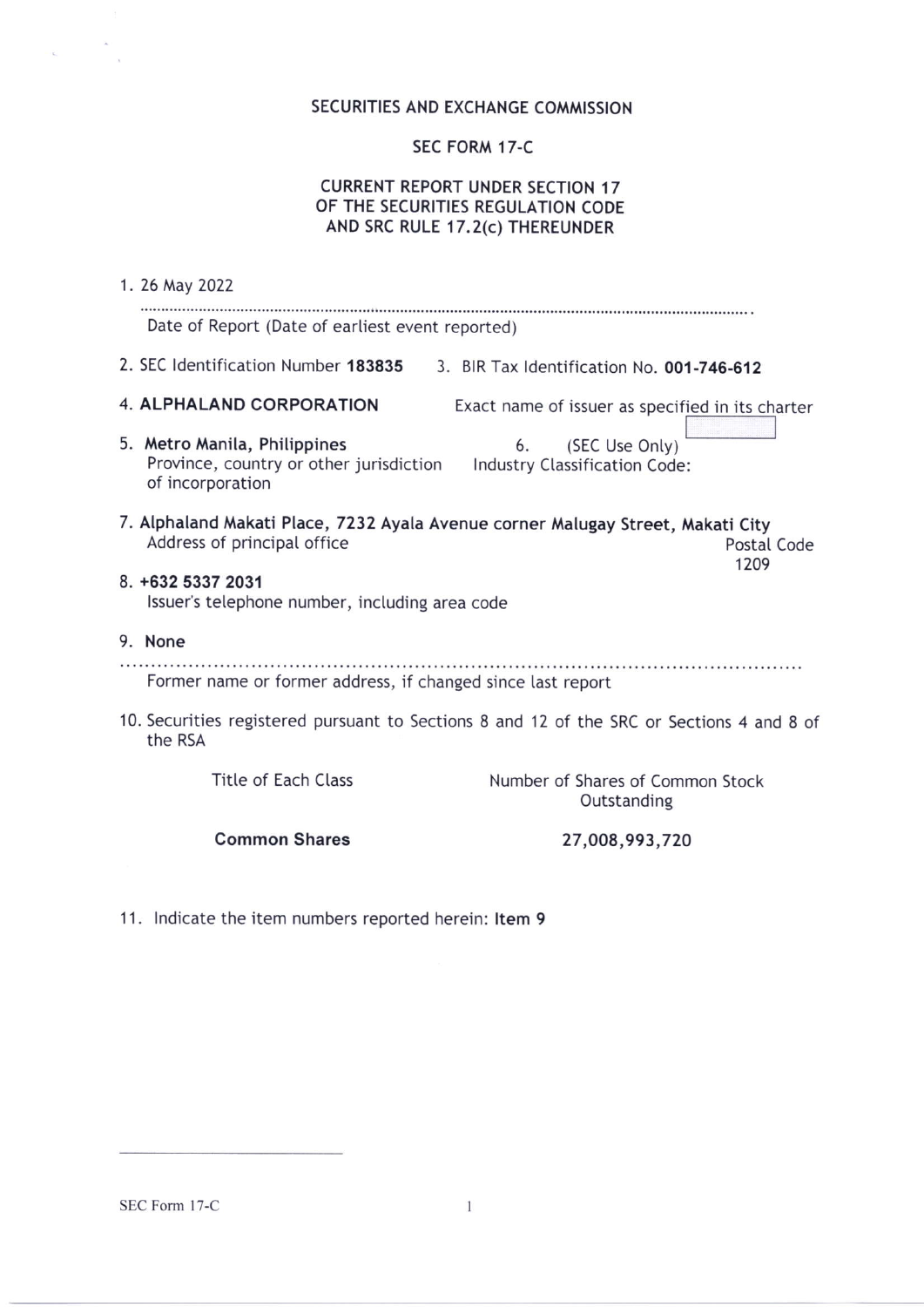# SECURITIES AND EXCHANGE COMMISSION

## SEC FORM 17-C

## CURRENT REPORT UNDER SECTION 17 OF THE SECURITIES REGULATION CODE AND SRC RULE 17.2(c) THEREUNDER

1. 26 May 2022

   Date of Report (Date of earliest event reported)

2. SEC Identification Number **183835**
3. BIR Tax Identification No. **001-746-612**

4. **ALPHALAND CORPORATION**

   Exact name of issuer as specified in its charter

5. **Metro Manila, Philippines**

   Province, country or other jurisdiction of incorporation

6. (SEC Use Only)

   Industry Classification Code:

7. **Alphaland Makati Place, 7232 Ayala Avenue corner Malugay Street, Makati City**

   Address of principal office

   Postal Code 1209

8. **+632 5337 2031**

   Issuer's telephone number, including area code

9. **None**

   Former name or former address, if changed since last report

10. Securities registered pursuant to Sections 8 and 12 of the SRC or Sections 4 and 8 of the RSA

| Title of Each Class | Number of Shares of Common Stock Outstanding |
|---|---|
| **Common Shares** | **27,008,993,720** |

11. Indicate the item numbers reported herein: **Item 9**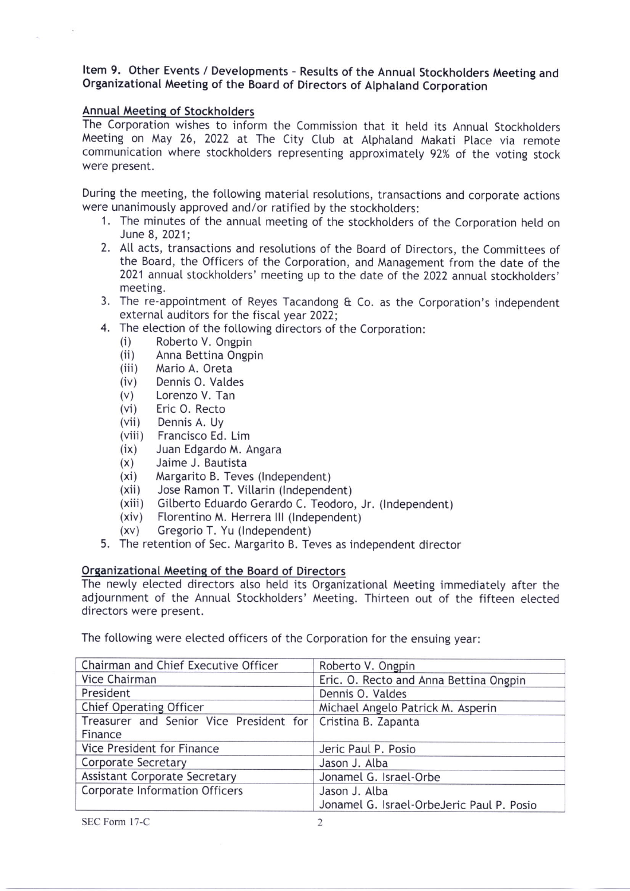**Item 9. Other Events / Developments - Results of the Annual Stockholders Meeting and Organizational Meeting of the Board of Directors of Alphaland Corporation**

**Annual Meeting of Stockholders**

The Corporation wishes to inform the Commission that it held its Annual Stockholders Meeting on May 26, 2022 at The City Club at Alphaland Makati Place via remote communication where stockholders representing approximately 92% of the voting stock were present.

During the meeting, the following material resolutions, transactions and corporate actions were unanimously approved and/or ratified by the stockholders:

1. The minutes of the annual meeting of the stockholders of the Corporation held on June 8, 2021;
2. All acts, transactions and resolutions of the Board of Directors, the Committees of the Board, the Officers of the Corporation, and Management from the date of the 2021 annual stockholders' meeting up to the date of the 2022 annual stockholders' meeting.
3. The re-appointment of Reyes Tacandong & Co. as the Corporation's independent external auditors for the fiscal year 2022;
4. The election of the following directors of the Corporation:
   - (i) Roberto V. Ongpin
   - (ii) Anna Bettina Ongpin
   - (iii) Mario A. Oreta
   - (iv) Dennis O. Valdes
   - (v) Lorenzo V. Tan
   - (vi) Eric O. Recto
   - (vii) Dennis A. Uy
   - (viii) Francisco Ed. Lim
   - (ix) Juan Edgardo M. Angara
   - (x) Jaime J. Bautista
   - (xi) Margarito B. Teves (Independent)
   - (xii) Jose Ramon T. Villarin (Independent)
   - (xiii) Gilberto Eduardo Gerardo C. Teodoro, Jr. (Independent)
   - (xiv) Florentino M. Herrera III (Independent)
   - (xv) Gregorio T. Yu (Independent)
5. The retention of Sec. Margarito B. Teves as independent director

**Organizational Meeting of the Board of Directors**

The newly elected directors also held its Organizational Meeting immediately after the adjournment of the Annual Stockholders' Meeting. Thirteen out of the fifteen elected directors were present.

The following were elected officers of the Corporation for the ensuing year:

| | |
|---|---|
| Chairman and Chief Executive Officer | Roberto V. Ongpin |
| Vice Chairman | Eric. O. Recto and Anna Bettina Ongpin |
| President | Dennis O. Valdes |
| Chief Operating Officer | Michael Angelo Patrick M. Asperin |
| Treasurer and Senior Vice President for Finance | Cristina B. Zapanta |
| Vice President for Finance | Jeric Paul P. Posio |
| Corporate Secretary | Jason J. Alba |
| Assistant Corporate Secretary | Jonamel G. Israel-Orbe |
| Corporate Information Officers | Jason J. Alba<br>Jonamel G. Israel-OrbeJeric Paul P. Posio |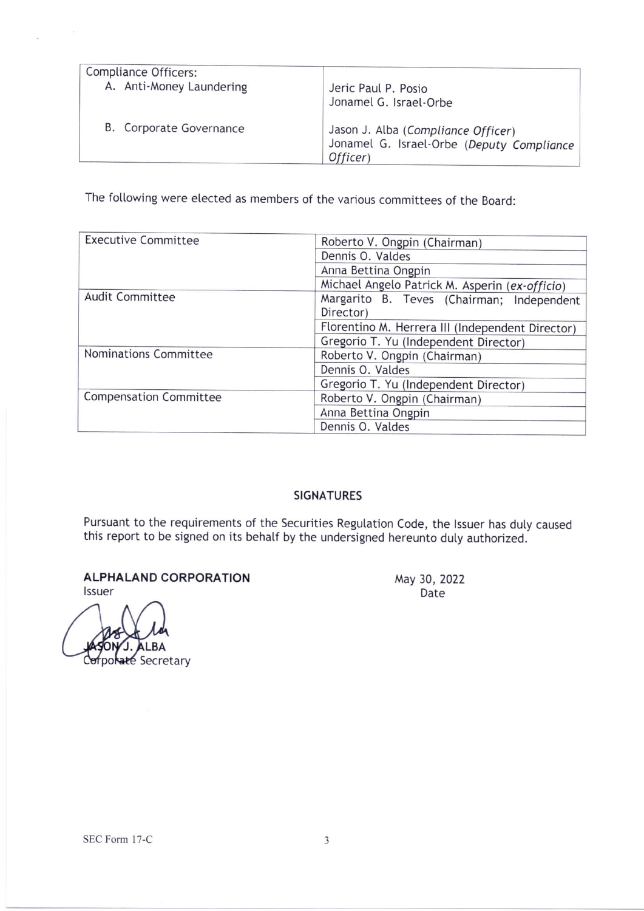| Compliance Officers: | |
|---|---|
| A. Anti-Money Laundering | Jeric Paul P. Posio<br>Jonamel G. Israel-Orbe |
| B. Corporate Governance | Jason J. Alba (*Compliance Officer*)<br>Jonamel G. Israel-Orbe (*Deputy Compliance Officer*) |

The following were elected as members of the various committees of the Board:

| Committee | Members |
|---|---|
| Executive Committee | Roberto V. Ongpin (Chairman) |
| | Dennis O. Valdes |
| | Anna Bettina Ongpin |
| | Michael Angelo Patrick M. Asperin (*ex-officio*) |
| Audit Committee | Margarito B. Teves (Chairman; Independent Director) |
| | Florentino M. Herrera III (Independent Director) |
| | Gregorio T. Yu (Independent Director) |
| Nominations Committee | Roberto V. Ongpin (Chairman) |
| | Dennis O. Valdes |
| | Gregorio T. Yu (Independent Director) |
| Compensation Committee | Roberto V. Ongpin (Chairman) |
| | Anna Bettina Ongpin |
| | Dennis O. Valdes |

## SIGNATURES

Pursuant to the requirements of the Securities Regulation Code, the Issuer has duly caused this report to be signed on its behalf by the undersigned hereunto duly authorized.

**ALPHALAND CORPORATION**
Issuer

May 30, 2022
Date

JASON J. ALBA
Corporate Secretary

SEC Form 17-C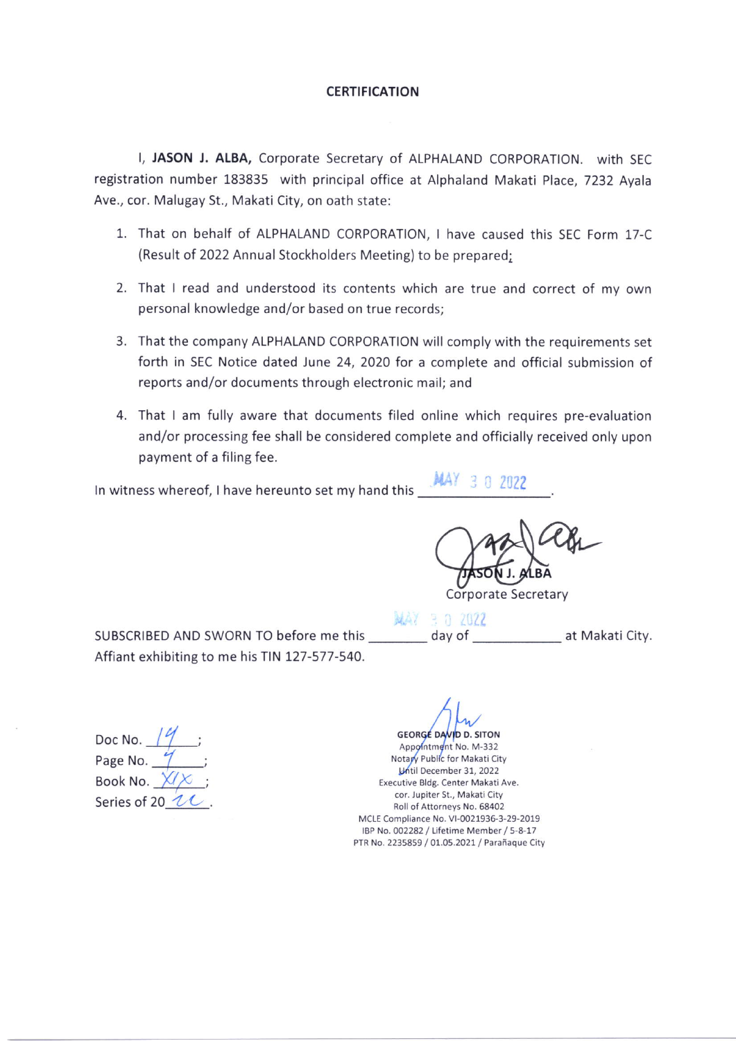# CERTIFICATION

I, **JASON J. ALBA,** Corporate Secretary of ALPHALAND CORPORATION. with SEC registration number 183835 with principal office at Alphaland Makati Place, 7232 Ayala Ave., cor. Malugay St., Makati City, on oath state:

1. That on behalf of ALPHALAND CORPORATION, I have caused this SEC Form 17-C (Result of 2022 Annual Stockholders Meeting) to be prepared;
2. That I read and understood its contents which are true and correct of my own personal knowledge and/or based on true records;
3. That the company ALPHALAND CORPORATION will comply with the requirements set forth in SEC Notice dated June 24, 2020 for a complete and official submission of reports and/or documents through electronic mail; and
4. That I am fully aware that documents filed online which requires pre-evaluation and/or processing fee shall be considered complete and officially received only upon payment of a filing fee.

In witness whereof, I have hereunto set my hand this MAY 30 2022.

**JASON J. ALBA**
Corporate Secretary

SUBSCRIBED AND SWORN TO before me this MAY 30 2022 day of \_\_\_\_\_\_\_\_\_\_ at Makati City. Affiant exhibiting to me his TIN 127-577-540.

Doc No. 14;
Page No. 4;
Book No. XIX;
Series of 2022.

**GEORGE DAVID D. SITON**
Appointment No. M-332
Notary Public for Makati City
Until December 31, 2022
Executive Bldg. Center Makati Ave.
cor. Jupiter St., Makati City
Roll of Attorneys No. 68402
MCLE Compliance No. VI-0021936-3-29-2019
IBP No. 002282 / Lifetime Member / 5-8-17
PTR No. 2235859 / 01.05.2021 / Parañaque City